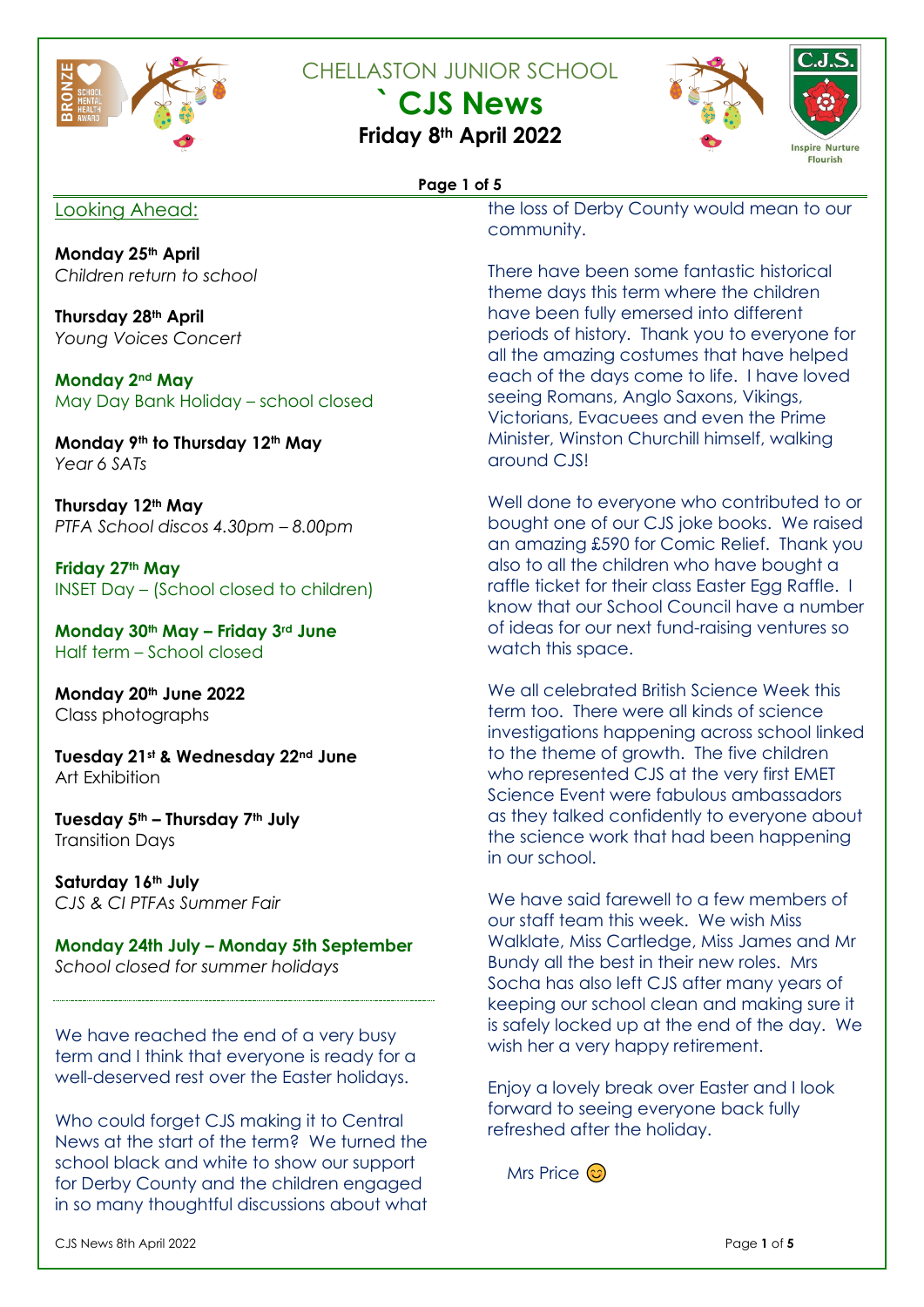# CHELLASTON JUNIOR SCHOOL

## ` CJS News

### Friday 8th April 2022

## Looking Ahead:

**Monday 25th April**
*Children return to school*

**Thursday 28th April**
*Young Voices Concert*

**Monday 2nd May**
May Day Bank Holiday – school closed

**Monday 9th to Thursday 12th May**
*Year 6 SATs*

**Thursday 12th May**
*PTFA School discos 4.30pm – 8.00pm*

**Friday 27th May**
INSET Day – (School closed to children)

**Monday 30th May – Friday 3rd June**
Half term – School closed

**Monday 20th June 2022**
Class photographs

**Tuesday 21st & Wednesday 22nd June**
Art Exhibition

**Tuesday 5th – Thursday 7th July**
Transition Days

**Saturday 16th July**
*CJS & CI PTFAs Summer Fair*

**Monday 24th July – Monday 5th September**
*School closed for summer holidays*

---

We have reached the end of a very busy term and I think that everyone is ready for a well-deserved rest over the Easter holidays.

Who could forget CJS making it to Central News at the start of the term? We turned the school black and white to show our support for Derby County and the children engaged in so many thoughtful discussions about what the loss of Derby County would mean to our community.

There have been some fantastic historical theme days this term where the children have been fully emersed into different periods of history. Thank you to everyone for all the amazing costumes that have helped each of the days come to life. I have loved seeing Romans, Anglo Saxons, Vikings, Victorians, Evacuees and even the Prime Minister, Winston Churchill himself, walking around CJS!

Well done to everyone who contributed to or bought one of our CJS joke books. We raised an amazing £590 for Comic Relief. Thank you also to all the children who have bought a raffle ticket for their class Easter Egg Raffle. I know that our School Council have a number of ideas for our next fund-raising ventures so watch this space.

We all celebrated British Science Week this term too. There were all kinds of science investigations happening across school linked to the theme of growth. The five children who represented CJS at the very first EMET Science Event were fabulous ambassadors as they talked confidently to everyone about the science work that had been happening in our school.

We have said farewell to a few members of our staff team this week. We wish Miss Walklate, Miss Cartledge, Miss James and Mr Bundy all the best in their new roles. Mrs Socha has also left CJS after many years of keeping our school clean and making sure it is safely locked up at the end of the day. We wish her a very happy retirement.

Enjoy a lovely break over Easter and I look forward to seeing everyone back fully refreshed after the holiday.

Mrs Price 😊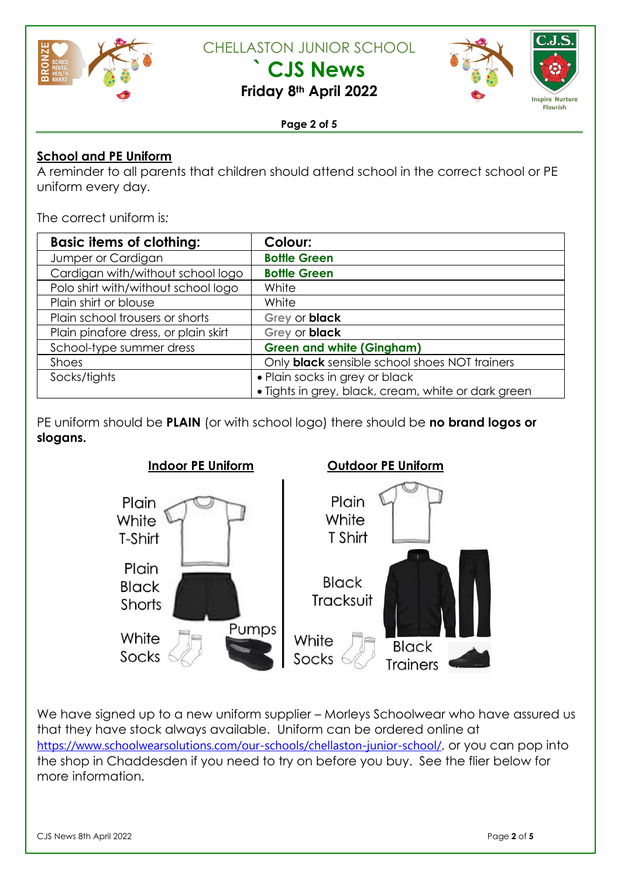## School and PE Uniform

A reminder to all parents that children should attend school in the correct school or PE uniform every day.

The correct uniform is:

| Basic items of clothing: | Colour: |
|---|---|
| Jumper or Cardigan | **Bottle Green** |
| Cardigan with/without school logo | **Bottle Green** |
| Polo shirt with/without school logo | White |
| Plain shirt or blouse | White |
| Plain school trousers or shorts | **Grey** or **black** |
| Plain pinafore dress, or plain skirt | **Grey** or **black** |
| School-type summer dress | **Green and white (Gingham)** |
| Shoes | Only **black** sensible school shoes NOT trainers |
| Socks/tights | • Plain socks in grey or black<br>• Tights in grey, black, cream, white or dark green |

PE uniform should be **PLAIN** (or with school logo) there should be **no brand logos or slogans.**

**Indoor PE Uniform**

- Plain White T-Shirt
- Plain Black Shorts
- White Socks
- Pumps

**Outdoor PE Uniform**

- Plain White T Shirt
- Black Tracksuit
- White Socks
- Black Trainers

We have signed up to a new uniform supplier – Morleys Schoolwear who have assured us that they have stock always available. Uniform can be ordered online at https://www.schoolwearsolutions.com/our-schools/chellaston-junior-school/, or you can pop into the shop in Chaddesden if you need to try on before you buy. See the flier below for more information.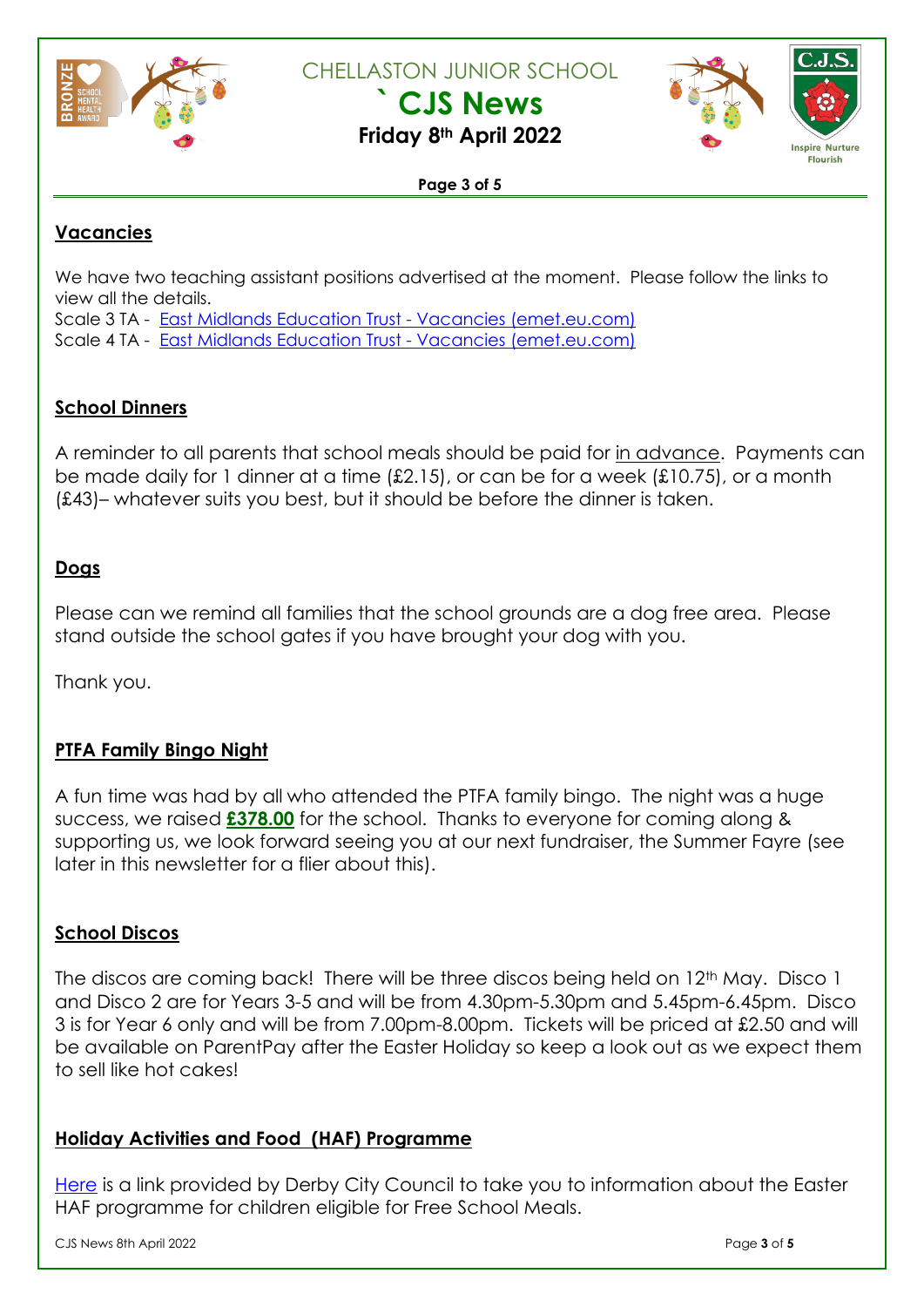## Vacancies

We have two teaching assistant positions advertised at the moment. Please follow the links to view all the details.
Scale 3 TA - [East Midlands Education Trust - Vacancies (emet.eu.com)]
Scale 4 TA - [East Midlands Education Trust - Vacancies (emet.eu.com)]

## School Dinners

A reminder to all parents that school meals should be paid for in advance. Payments can be made daily for 1 dinner at a time (£2.15), or can be for a week (£10.75), or a month (£43)– whatever suits you best, but it should be before the dinner is taken.

## Dogs

Please can we remind all families that the school grounds are a dog free area. Please stand outside the school gates if you have brought your dog with you.

Thank you.

## PTFA Family Bingo Night

A fun time was had by all who attended the PTFA family bingo. The night was a huge success, we raised **£378.00** for the school. Thanks to everyone for coming along & supporting us, we look forward seeing you at our next fundraiser, the Summer Fayre (see later in this newsletter for a flier about this).

## School Discos

The discos are coming back! There will be three discos being held on 12th May. Disco 1 and Disco 2 are for Years 3-5 and will be from 4.30pm-5.30pm and 5.45pm-6.45pm. Disco 3 is for Year 6 only and will be from 7.00pm-8.00pm. Tickets will be priced at £2.50 and will be available on ParentPay after the Easter Holiday so keep a look out as we expect them to sell like hot cakes!

## Holiday Activities and Food (HAF) Programme

Here is a link provided by Derby City Council to take you to information about the Easter HAF programme for children eligible for Free School Meals.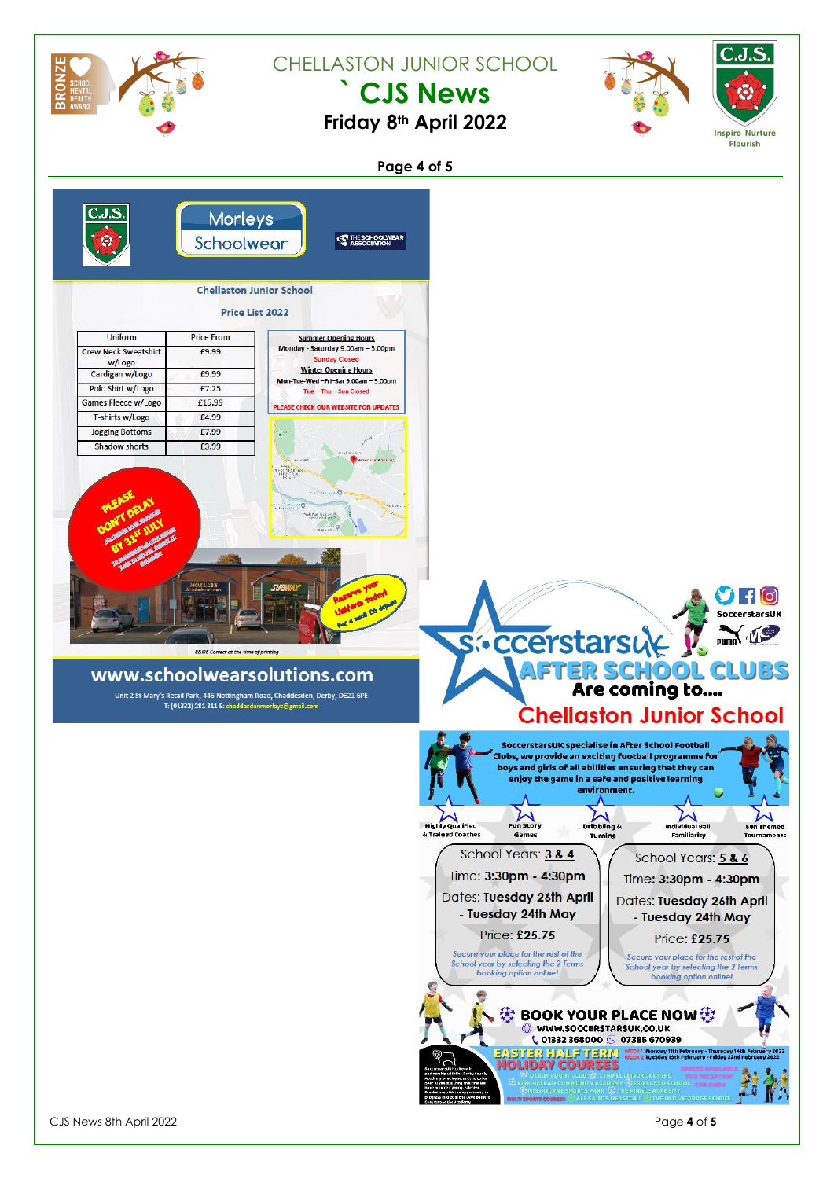# Morleys Schoolwear

## Chellaston Junior School

### Price List 2022

| Uniform | Price From |
| --- | --- |
| Crew Neck Sweatshirt w/Logo | £9.99 |
| Cardigan w/Logo | £9.99 |
| Polo Shirt w/Logo | £7.25 |
| Games Fleece w/Logo | £15.99 |
| T-shirts w/Logo | £4.99 |
| Jogging Bottoms | £7.99 |
| Shadow shorts | £3.99 |

**Summer Opening Hours**
Monday - Saturday 9.00am – 5.00pm
Sunday Closed

**Winter Opening Hours**
Mon-Tue-Wed –Fri-Sat 9.00am – 5.00pm
Tue – Thu – Sun Closed

PLEASE CHECK OUR WEBSITE FOR UPDATES

PLEASE DON'T DELAY BY 31ST JULY

Reserve your Uniform Today! For a small £5 deposit

E&OE Correct at the time of printing

**www.schoolwearsolutions.com**

Unit 2 St Mary's Retail Park, 446 Nottingham Road, Chaddesden, Derby, DE21 6PE
T: (01332) 281 311 E: chaddesdenmorleys@gmail.com

---

# SoccerstarsUK AFTER SCHOOL CLUBS

**Are coming to....**

## Chellaston Junior School

SoccerstarsUK specialise in After School Football Clubs, we provide an exciting football programme for boys and girls of all abilities ensuring that they can enjoy the game in a safe and positive learning environment.

- Highly Qualified & Trained Coaches
- Fun Story Games
- Dribbling & Turning
- Individual Ball Familiarity
- Fun Themed Tournaments

**School Years: 3 & 4**
Time: **3:30pm - 4:30pm**
Dates: **Tuesday 26th April - Tuesday 24th May**
Price: **£25.75**
*Secure your place for the rest of the School year by selecting the 2 Terms booking option online!*

**School Years: 5 & 6**
Time: **3:30pm - 4:30pm**
Dates: **Tuesday 26th April - Tuesday 24th May**
Price: **£25.75**
*Secure your place for the rest of the School year by selecting the 2 Terms booking option online!*

**BOOK YOUR PLACE NOW**
WWW.SOCCERSTARSUK.CO.UK
01332 368000 · 07385 670939

**EASTER HALF TERM HOLIDAY COURSES**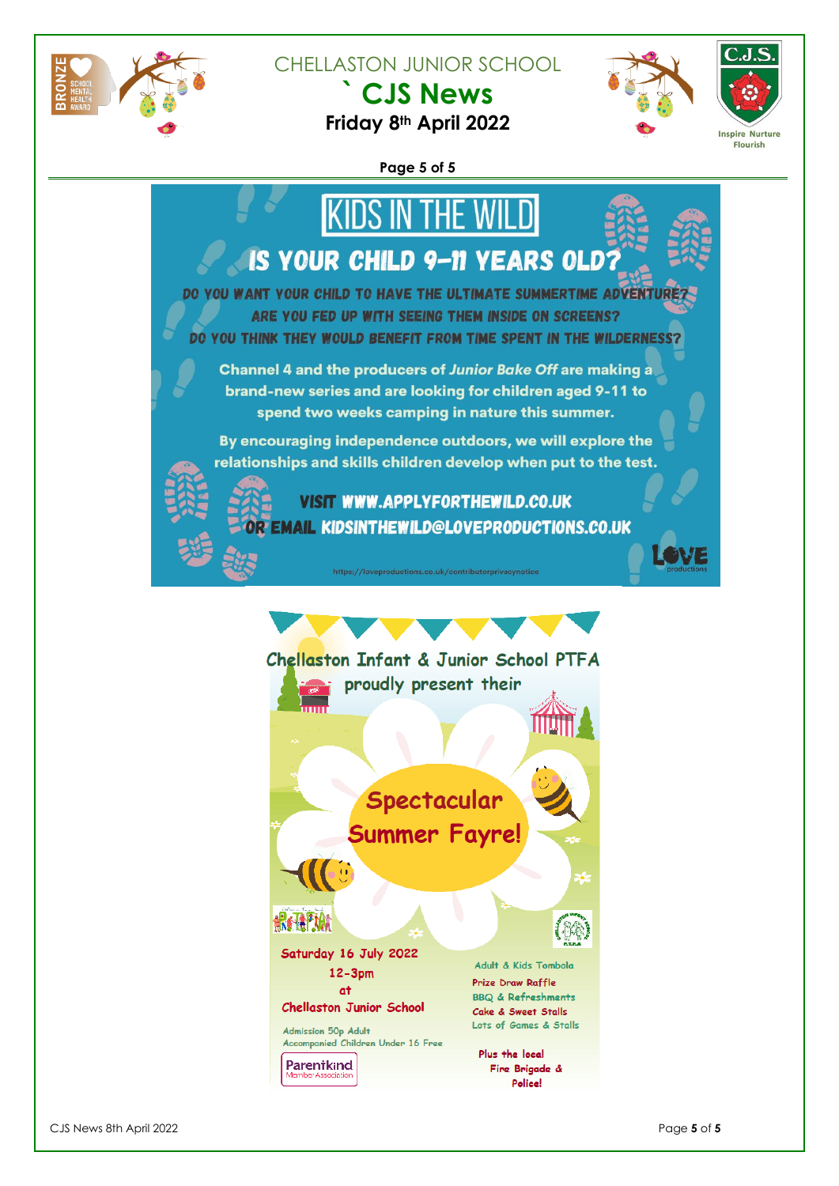# KIDS IN THE WILD

## IS YOUR CHILD 9–11 YEARS OLD?

DO YOU WANT YOUR CHILD TO HAVE THE ULTIMATE SUMMERTIME ADVENTURE?
ARE YOU FED UP WITH SEEING THEM INSIDE ON SCREENS?
DO YOU THINK THEY WOULD BENEFIT FROM TIME SPENT IN THE WILDERNESS?

**Channel 4 and the producers of *Junior Bake Off* are making a brand-new series and are looking for children aged 9-11 to spend two weeks camping in nature this summer.**

**By encouraging independence outdoors, we will explore the relationships and skills children develop when put to the test.**

**VISIT WWW.APPLYFORTHEWILD.CO.UK**
**OR EMAIL KIDSINTHEWILD@LOVEPRODUCTIONS.CO.UK**

https://loveproductions.co.uk/contributorprivacynotice

LOVE productions

---

Chellaston Infant & Junior School PTFA
proudly present their

# Spectacular Summer Fayre!

Saturday 16 July 2022
12-3pm
at
Chellaston Junior School

Admission 50p Adult
Accompanied Children Under 16 Free

Parentkind Member Association

Adult & Kids Tombola
Prize Draw Raffle
BBQ & Refreshments
Cake & Sweet Stalls
Lots of Games & Stalls

Plus the local
Fire Brigade &
Police!